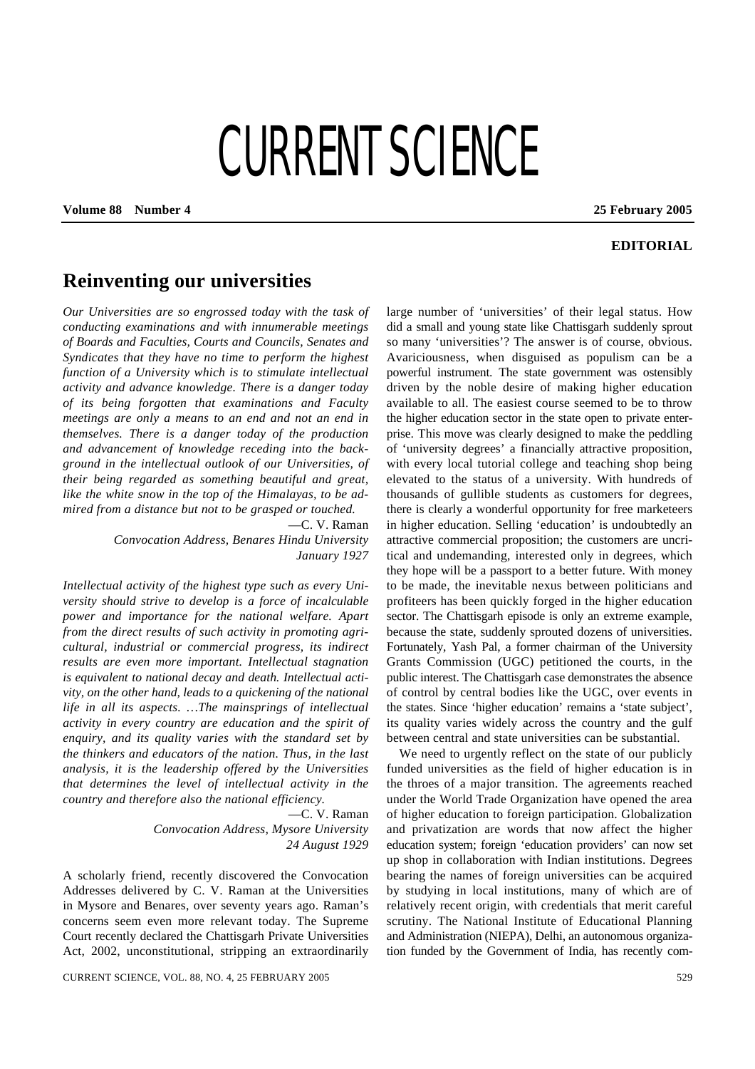# CURRENT SCIENCE

**EDITORIAL**

## Reinventing our universities

*Our Universities are so engrossed today with the task of conducting examinations and with innumerable meetings of Boards and Faculties, Courts and Councils, Senates and Syndicates that they have no time to perform the highest function of a University which is to stimulate intellectual activity and advance knowledge. There is a danger today of its being forgotten that examinations and Faculty meetings are only a means to an end and not an end in themselves. There is a danger today of the production and advancement of knowledge receding into the background in the intellectual outlook of our Universities, of their being regarded as something beautiful and great, like the white snow in the top of the Himalayas, to be admired from a distance but not to be grasped or touched.*

—C. V. Raman
*Convocation Address, Benares Hindu University*
*January 1927*

*Intellectual activity of the highest type such as every University should strive to develop is a force of incalculable power and importance for the national welfare. Apart from the direct results of such activity in promoting agricultural, industrial or commercial progress, its indirect results are even more important. Intellectual stagnation is equivalent to national decay and death. Intellectual activity, on the other hand, leads to a quickening of the national life in all its aspects. …The mainsprings of intellectual activity in every country are education and the spirit of enquiry, and its quality varies with the standard set by the thinkers and educators of the nation. Thus, in the last analysis, it is the leadership offered by the Universities that determines the level of intellectual activity in the country and therefore also the national efficiency.*

—C. V. Raman
*Convocation Address, Mysore University*
*24 August 1929*

A scholarly friend, recently discovered the Convocation Addresses delivered by C. V. Raman at the Universities in Mysore and Benares, over seventy years ago. Raman's concerns seem even more relevant today. The Supreme Court recently declared the Chattisgarh Private Universities Act, 2002, unconstitutional, stripping an extraordinarily large number of 'universities' of their legal status. How did a small and young state like Chattisgarh suddenly sprout so many 'universities'? The answer is of course, obvious. Avariciousness, when disguised as populism can be a powerful instrument. The state government was ostensibly driven by the noble desire of making higher education available to all. The easiest course seemed to be to throw the higher education sector in the state open to private enterprise. This move was clearly designed to make the peddling of 'university degrees' a financially attractive proposition, with every local tutorial college and teaching shop being elevated to the status of a university. With hundreds of thousands of gullible students as customers for degrees, there is clearly a wonderful opportunity for free marketeers in higher education. Selling 'education' is undoubtedly an attractive commercial proposition; the customers are uncritical and undemanding, interested only in degrees, which they hope will be a passport to a better future. With money to be made, the inevitable nexus between politicians and profiteers has been quickly forged in the higher education sector. The Chattisgarh episode is only an extreme example, because the state, suddenly sprouted dozens of universities. Fortunately, Yash Pal, a former chairman of the University Grants Commission (UGC) petitioned the courts, in the public interest. The Chattisgarh case demonstrates the absence of control by central bodies like the UGC, over events in the states. Since 'higher education' remains a 'state subject', its quality varies widely across the country and the gulf between central and state universities can be substantial.

We need to urgently reflect on the state of our publicly funded universities as the field of higher education is in the throes of a major transition. The agreements reached under the World Trade Organization have opened the area of higher education to foreign participation. Globalization and privatization are words that now affect the higher education system; foreign 'education providers' can now set up shop in collaboration with Indian institutions. Degrees bearing the names of foreign universities can be acquired by studying in local institutions, many of which are of relatively recent origin, with credentials that merit careful scrutiny. The National Institute of Educational Planning and Administration (NIEPA), Delhi, an autonomous organization funded by the Government of India, has recently com-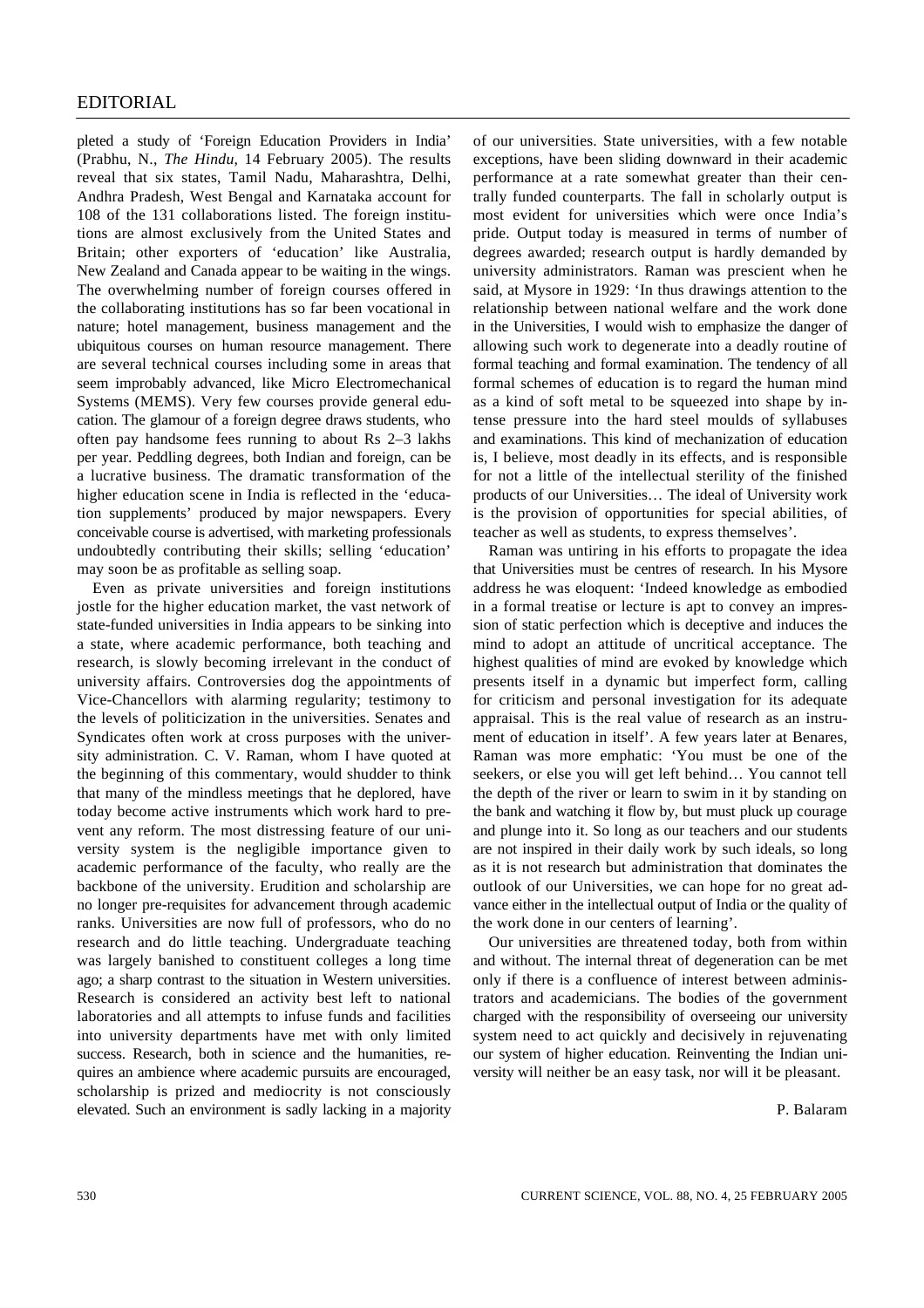pleted a study of 'Foreign Education Providers in India' (Prabhu, N., *The Hindu*, 14 February 2005). The results reveal that six states, Tamil Nadu, Maharashtra, Delhi, Andhra Pradesh, West Bengal and Karnataka account for 108 of the 131 collaborations listed. The foreign institutions are almost exclusively from the United States and Britain; other exporters of 'education' like Australia, New Zealand and Canada appear to be waiting in the wings. The overwhelming number of foreign courses offered in the collaborating institutions has so far been vocational in nature; hotel management, business management and the ubiquitous courses on human resource management. There are several technical courses including some in areas that seem improbably advanced, like Micro Electromechanical Systems (MEMS). Very few courses provide general education. The glamour of a foreign degree draws students, who often pay handsome fees running to about Rs 2–3 lakhs per year. Peddling degrees, both Indian and foreign, can be a lucrative business. The dramatic transformation of the higher education scene in India is reflected in the 'education supplements' produced by major newspapers. Every conceivable course is advertised, with marketing professionals undoubtedly contributing their skills; selling 'education' may soon be as profitable as selling soap.

Even as private universities and foreign institutions jostle for the higher education market, the vast network of state-funded universities in India appears to be sinking into a state, where academic performance, both teaching and research, is slowly becoming irrelevant in the conduct of university affairs. Controversies dog the appointments of Vice-Chancellors with alarming regularity; testimony to the levels of politicization in the universities. Senates and Syndicates often work at cross purposes with the university administration. C. V. Raman, whom I have quoted at the beginning of this commentary, would shudder to think that many of the mindless meetings that he deplored, have today become active instruments which work hard to prevent any reform. The most distressing feature of our university system is the negligible importance given to academic performance of the faculty, who really are the backbone of the university. Erudition and scholarship are no longer pre-requisites for advancement through academic ranks. Universities are now full of professors, who do no research and do little teaching. Undergraduate teaching was largely banished to constituent colleges a long time ago; a sharp contrast to the situation in Western universities. Research is considered an activity best left to national laboratories and all attempts to infuse funds and facilities into university departments have met with only limited success. Research, both in science and the humanities, requires an ambience where academic pursuits are encouraged, scholarship is prized and mediocrity is not consciously elevated. Such an environment is sadly lacking in a majority of our universities. State universities, with a few notable exceptions, have been sliding downward in their academic performance at a rate somewhat greater than their centrally funded counterparts. The fall in scholarly output is most evident for universities which were once India's pride. Output today is measured in terms of number of degrees awarded; research output is hardly demanded by university administrators. Raman was prescient when he said, at Mysore in 1929: 'In thus drawings attention to the relationship between national welfare and the work done in the Universities, I would wish to emphasize the danger of allowing such work to degenerate into a deadly routine of formal teaching and formal examination. The tendency of all formal schemes of education is to regard the human mind as a kind of soft metal to be squeezed into shape by intense pressure into the hard steel moulds of syllabuses and examinations. This kind of mechanization of education is, I believe, most deadly in its effects, and is responsible for not a little of the intellectual sterility of the finished products of our Universities… The ideal of University work is the provision of opportunities for special abilities, of teacher as well as students, to express themselves'.

Raman was untiring in his efforts to propagate the idea that Universities must be centres of research. In his Mysore address he was eloquent: 'Indeed knowledge as embodied in a formal treatise or lecture is apt to convey an impression of static perfection which is deceptive and induces the mind to adopt an attitude of uncritical acceptance. The highest qualities of mind are evoked by knowledge which presents itself in a dynamic but imperfect form, calling for criticism and personal investigation for its adequate appraisal. This is the real value of research as an instrument of education in itself'. A few years later at Benares, Raman was more emphatic: 'You must be one of the seekers, or else you will get left behind… You cannot tell the depth of the river or learn to swim in it by standing on the bank and watching it flow by, but must pluck up courage and plunge into it. So long as our teachers and our students are not inspired in their daily work by such ideals, so long as it is not research but administration that dominates the outlook of our Universities, we can hope for no great advance either in the intellectual output of India or the quality of the work done in our centers of learning'.

Our universities are threatened today, both from within and without. The internal threat of degeneration can be met only if there is a confluence of interest between administrators and academicians. The bodies of the government charged with the responsibility of overseeing our university system need to act quickly and decisively in rejuvenating our system of higher education. Reinventing the Indian university will neither be an easy task, nor will it be pleasant.

P. Balaram